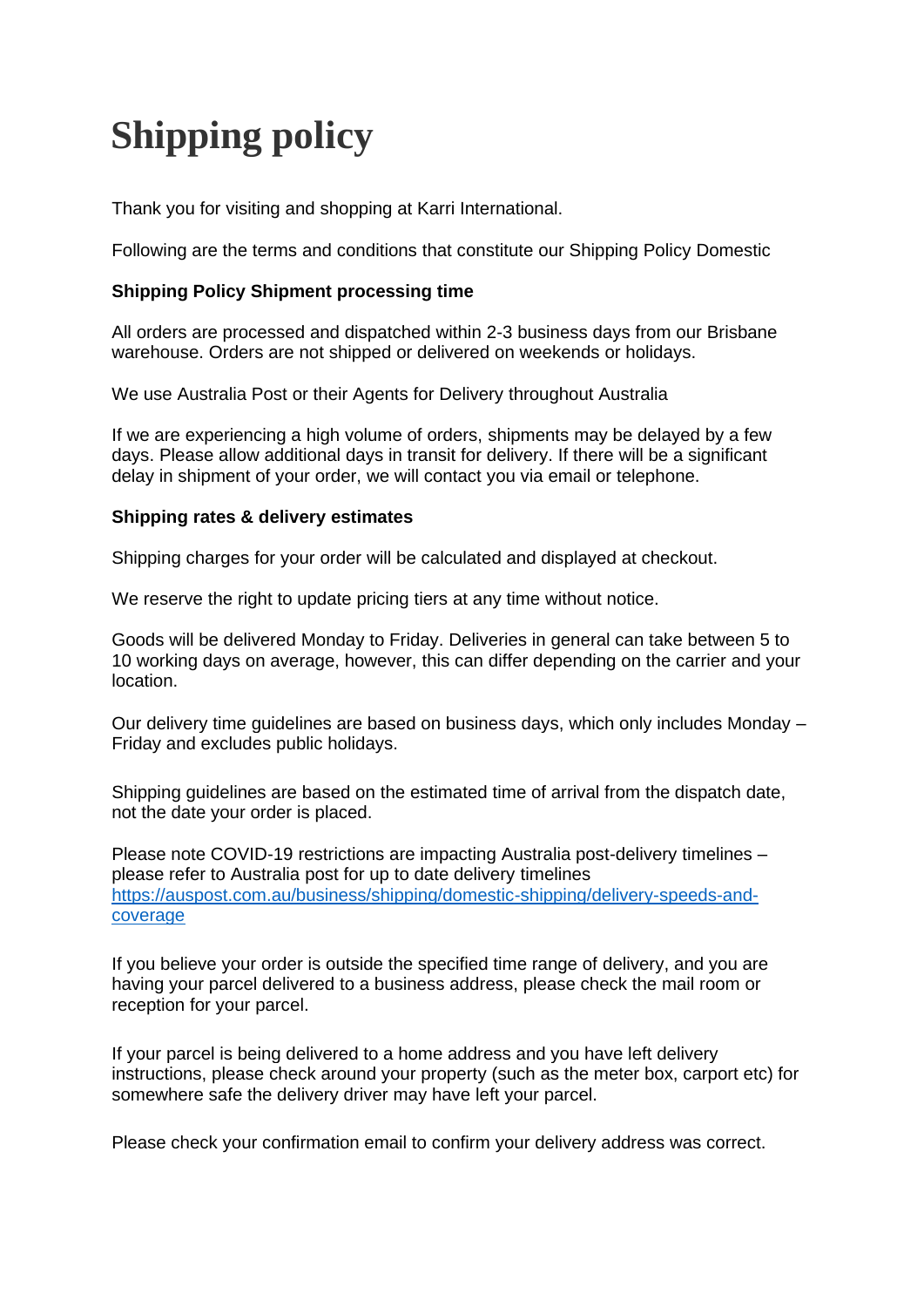# Shipping policy

Thank you for visiting and shopping at Karri International.

Following are the terms and conditions that constitute our Shipping Policy Domestic

**Shipping Policy Shipment processing time**

All orders are processed and dispatched within 2-3 business days from our Brisbane warehouse. Orders are not shipped or delivered on weekends or holidays.

We use Australia Post or their Agents for Delivery throughout Australia

If we are experiencing a high volume of orders, shipments may be delayed by a few days. Please allow additional days in transit for delivery. If there will be a significant delay in shipment of your order, we will contact you via email or telephone.

**Shipping rates & delivery estimates**

Shipping charges for your order will be calculated and displayed at checkout.

We reserve the right to update pricing tiers at any time without notice.

Goods will be delivered Monday to Friday. Deliveries in general can take between 5 to 10 working days on average, however, this can differ depending on the carrier and your location.

Our delivery time guidelines are based on business days, which only includes Monday – Friday and excludes public holidays.

Shipping guidelines are based on the estimated time of arrival from the dispatch date, not the date your order is placed.

Please note COVID-19 restrictions are impacting Australia post-delivery timelines – please refer to Australia post for up to date delivery timelines [https://auspost.com.au/business/shipping/domestic-shipping/delivery-speeds-and-coverage](https://auspost.com.au/business/shipping/domestic-shipping/delivery-speeds-and-coverage)

If you believe your order is outside the specified time range of delivery, and you are having your parcel delivered to a business address, please check the mail room or reception for your parcel.

If your parcel is being delivered to a home address and you have left delivery instructions, please check around your property (such as the meter box, carport etc) for somewhere safe the delivery driver may have left your parcel.

Please check your confirmation email to confirm your delivery address was correct.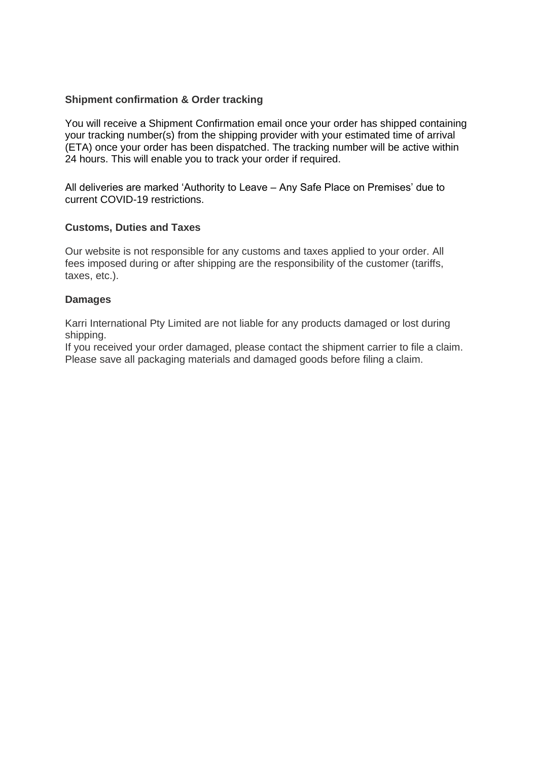**Shipment confirmation & Order tracking**

You will receive a Shipment Confirmation email once your order has shipped containing your tracking number(s) from the shipping provider with your estimated time of arrival (ETA) once your order has been dispatched. The tracking number will be active within 24 hours. This will enable you to track your order if required.

All deliveries are marked 'Authority to Leave – Any Safe Place on Premises' due to current COVID-19 restrictions.

**Customs, Duties and Taxes**

Our website is not responsible for any customs and taxes applied to your order. All fees imposed during or after shipping are the responsibility of the customer (tariffs, taxes, etc.).

**Damages**

Karri International Pty Limited are not liable for any products damaged or lost during shipping.
If you received your order damaged, please contact the shipment carrier to file a claim. Please save all packaging materials and damaged goods before filing a claim.